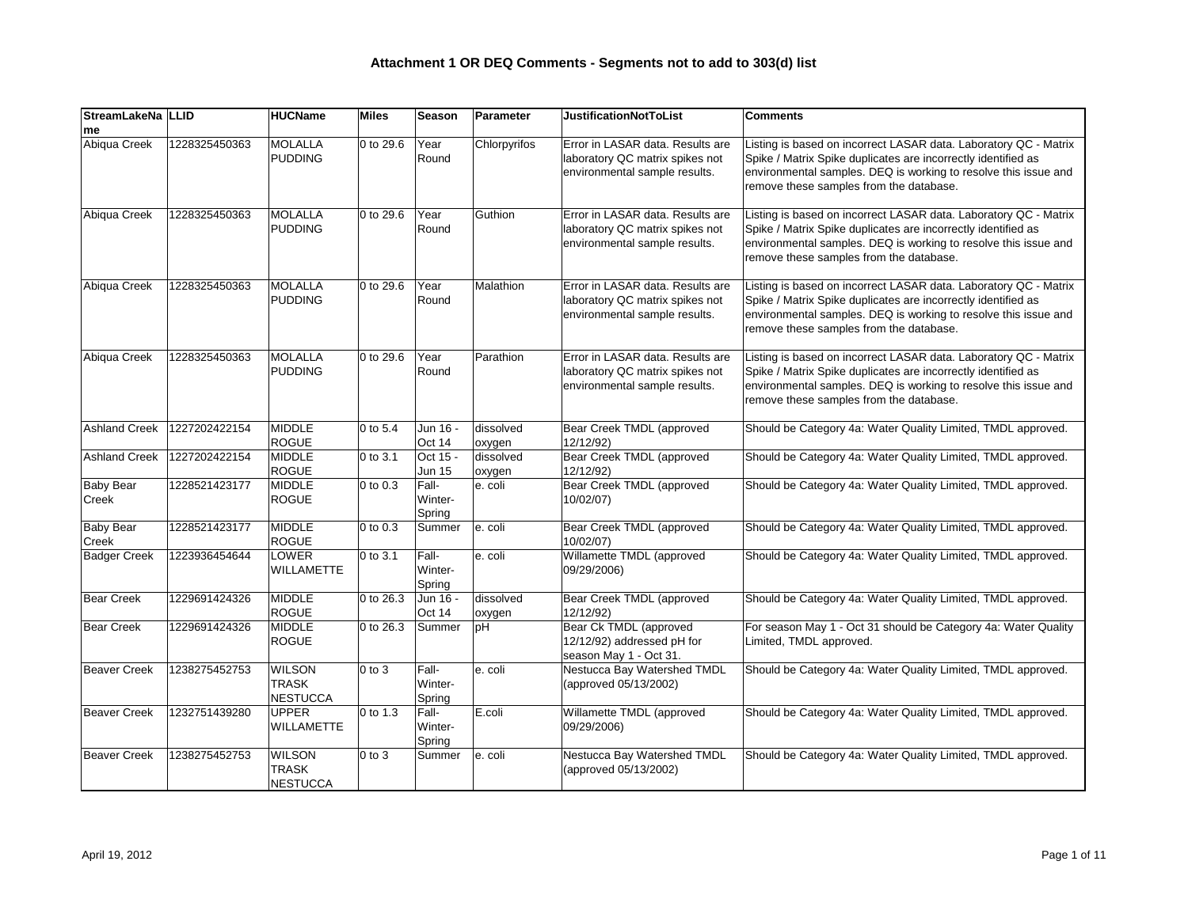# Attachment 1 OR DEQ Comments - Segments not to add to 303(d) list

| StreamLakeName | LLID | HUCName | Miles | Season | Parameter | JustificationNotToList | Comments |
|---|---|---|---|---|---|---|---|
| Abiqua Creek | 1228325450363 | MOLALLA PUDDING | 0 to 29.6 | Year Round | Chlorpyrifos | Error in LASAR data. Results are laboratory QC matrix spikes not environmental sample results. | Listing is based on incorrect LASAR data. Laboratory QC - Matrix Spike / Matrix Spike duplicates are incorrectly identified as environmental samples. DEQ is working to resolve this issue and remove these samples from the database. |
| Abiqua Creek | 1228325450363 | MOLALLA PUDDING | 0 to 29.6 | Year Round | Guthion | Error in LASAR data. Results are laboratory QC matrix spikes not environmental sample results. | Listing is based on incorrect LASAR data. Laboratory QC - Matrix Spike / Matrix Spike duplicates are incorrectly identified as environmental samples. DEQ is working to resolve this issue and remove these samples from the database. |
| Abiqua Creek | 1228325450363 | MOLALLA PUDDING | 0 to 29.6 | Year Round | Malathion | Error in LASAR data. Results are laboratory QC matrix spikes not environmental sample results. | Listing is based on incorrect LASAR data. Laboratory QC - Matrix Spike / Matrix Spike duplicates are incorrectly identified as environmental samples. DEQ is working to resolve this issue and remove these samples from the database. |
| Abiqua Creek | 1228325450363 | MOLALLA PUDDING | 0 to 29.6 | Year Round | Parathion | Error in LASAR data. Results are laboratory QC matrix spikes not environmental sample results. | Listing is based on incorrect LASAR data. Laboratory QC - Matrix Spike / Matrix Spike duplicates are incorrectly identified as environmental samples. DEQ is working to resolve this issue and remove these samples from the database. |
| Ashland Creek | 1227202422154 | MIDDLE ROGUE | 0 to 5.4 | Jun 16 - Oct 14 | dissolved oxygen | Bear Creek TMDL (approved 12/12/92) | Should be Category 4a: Water Quality Limited, TMDL approved. |
| Ashland Creek | 1227202422154 | MIDDLE ROGUE | 0 to 3.1 | Oct 15 - Jun 15 | dissolved oxygen | Bear Creek TMDL (approved 12/12/92) | Should be Category 4a: Water Quality Limited, TMDL approved. |
| Baby Bear Creek | 1228521423177 | MIDDLE ROGUE | 0 to 0.3 | Fall-Winter-Spring | e. coli | Bear Creek TMDL (approved 10/02/07) | Should be Category 4a: Water Quality Limited, TMDL approved. |
| Baby Bear Creek | 1228521423177 | MIDDLE ROGUE | 0 to 0.3 | Summer | e. coli | Bear Creek TMDL (approved 10/02/07) | Should be Category 4a: Water Quality Limited, TMDL approved. |
| Badger Creek | 1223936454644 | LOWER WILLAMETTE | 0 to 3.1 | Fall-Winter-Spring | e. coli | Willamette TMDL (approved 09/29/2006) | Should be Category 4a: Water Quality Limited, TMDL approved. |
| Bear Creek | 1229691424326 | MIDDLE ROGUE | 0 to 26.3 | Jun 16 - Oct 14 | dissolved oxygen | Bear Creek TMDL (approved 12/12/92) | Should be Category 4a: Water Quality Limited, TMDL approved. |
| Bear Creek | 1229691424326 | MIDDLE ROGUE | 0 to 26.3 | Summer | pH | Bear Ck TMDL (approved 12/12/92) addressed pH for season May 1 - Oct 31. | For season May 1 - Oct 31 should be Category 4a: Water Quality Limited, TMDL approved. |
| Beaver Creek | 1238275452753 | WILSON TRASK NESTUCCA | 0 to 3 | Fall-Winter-Spring | e. coli | Nestucca Bay Watershed TMDL (approved 05/13/2002) | Should be Category 4a: Water Quality Limited, TMDL approved. |
| Beaver Creek | 1232751439280 | UPPER WILLAMETTE | 0 to 1.3 | Fall-Winter-Spring | E.coli | Willamette TMDL (approved 09/29/2006) | Should be Category 4a: Water Quality Limited, TMDL approved. |
| Beaver Creek | 1238275452753 | WILSON TRASK NESTUCCA | 0 to 3 | Summer | e. coli | Nestucca Bay Watershed TMDL (approved 05/13/2002) | Should be Category 4a: Water Quality Limited, TMDL approved. |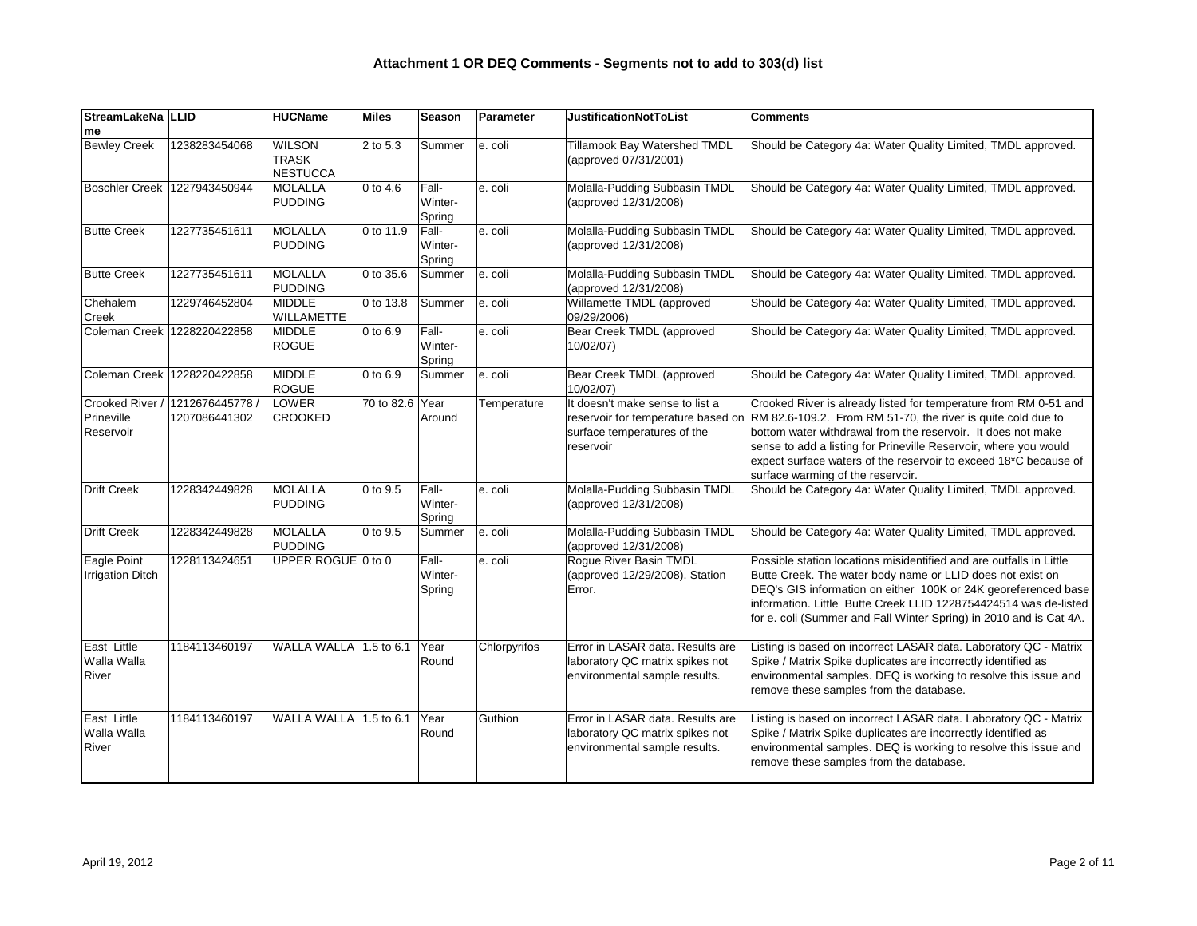### Attachment 1 OR DEQ Comments - Segments not to add to 303(d) list

| StreamLakeName | LLID | HUCName | Miles | Season | Parameter | JustificationNotToList | Comments |
|---|---|---|---|---|---|---|---|
| Bewley Creek | 1238283454068 | WILSON TRASK NESTUCCA | 2 to 5.3 | Summer | e. coli | Tillamook Bay Watershed TMDL (approved 07/31/2001) | Should be Category 4a: Water Quality Limited, TMDL approved. |
| Boschler Creek | 1227943450944 | MOLALLA PUDDING | 0 to 4.6 | Fall-Winter-Spring | e. coli | Molalla-Pudding Subbasin TMDL (approved 12/31/2008) | Should be Category 4a: Water Quality Limited, TMDL approved. |
| Butte Creek | 1227735451611 | MOLALLA PUDDING | 0 to 11.9 | Fall-Winter-Spring | e. coli | Molalla-Pudding Subbasin TMDL (approved 12/31/2008) | Should be Category 4a: Water Quality Limited, TMDL approved. |
| Butte Creek | 1227735451611 | MOLALLA PUDDING | 0 to 35.6 | Summer | e. coli | Molalla-Pudding Subbasin TMDL (approved 12/31/2008) | Should be Category 4a: Water Quality Limited, TMDL approved. |
| Chehalem Creek | 1229746452804 | MIDDLE WILLAMETTE | 0 to 13.8 | Summer | e. coli | Willamette TMDL (approved 09/29/2006) | Should be Category 4a: Water Quality Limited, TMDL approved. |
| Coleman Creek | 1228220422858 | MIDDLE ROGUE | 0 to 6.9 | Fall-Winter-Spring | e. coli | Bear Creek TMDL (approved 10/02/07) | Should be Category 4a: Water Quality Limited, TMDL approved. |
| Coleman Creek | 1228220422858 | MIDDLE ROGUE | 0 to 6.9 | Summer | e. coli | Bear Creek TMDL (approved 10/02/07) | Should be Category 4a: Water Quality Limited, TMDL approved. |
| Crooked River / Prineville Reservoir | 1212676445778 / 1207086441302 | LOWER CROOKED | 70 to 82.6 | Year Around | Temperature | It doesn't make sense to list a reservoir for temperature based on surface temperatures of the reservoir | Crooked River is already listed for temperature from RM 0-51 and RM 82.6-109.2. From RM 51-70, the river is quite cold due to bottom water withdrawal from the reservoir. It does not make sense to add a listing for Prineville Reservoir, where you would expect surface waters of the reservoir to exceed 18*C because of surface warming of the reservoir. |
| Drift Creek | 1228342449828 | MOLALLA PUDDING | 0 to 9.5 | Fall-Winter-Spring | e. coli | Molalla-Pudding Subbasin TMDL (approved 12/31/2008) | Should be Category 4a: Water Quality Limited, TMDL approved. |
| Drift Creek | 1228342449828 | MOLALLA PUDDING | 0 to 9.5 | Summer | e. coli | Molalla-Pudding Subbasin TMDL (approved 12/31/2008) | Should be Category 4a: Water Quality Limited, TMDL approved. |
| Eagle Point Irrigation Ditch | 1228113424651 | UPPER ROGUE | 0 to 0 | Fall-Winter-Spring | e. coli | Rogue River Basin TMDL (approved 12/29/2008). Station Error. | Possible station locations misidentified and are outfalls in Little Butte Creek. The water body name or LLID does not exist on DEQ's GIS information on either 100K or 24K georeferenced base information. Little Butte Creek LLID 1228754424514 was de-listed for e. coli (Summer and Fall Winter Spring) in 2010 and is Cat 4A. |
| East Little Walla Walla River | 1184113460197 | WALLA WALLA | 1.5 to 6.1 | Year Round | Chlorpyrifos | Error in LASAR data. Results are laboratory QC matrix spikes not environmental sample results. | Listing is based on incorrect LASAR data. Laboratory QC - Matrix Spike / Matrix Spike duplicates are incorrectly identified as environmental samples. DEQ is working to resolve this issue and remove these samples from the database. |
| East Little Walla Walla River | 1184113460197 | WALLA WALLA | 1.5 to 6.1 | Year Round | Guthion | Error in LASAR data. Results are laboratory QC matrix spikes not environmental sample results. | Listing is based on incorrect LASAR data. Laboratory QC - Matrix Spike / Matrix Spike duplicates are incorrectly identified as environmental samples. DEQ is working to resolve this issue and remove these samples from the database. |

April 19, 2012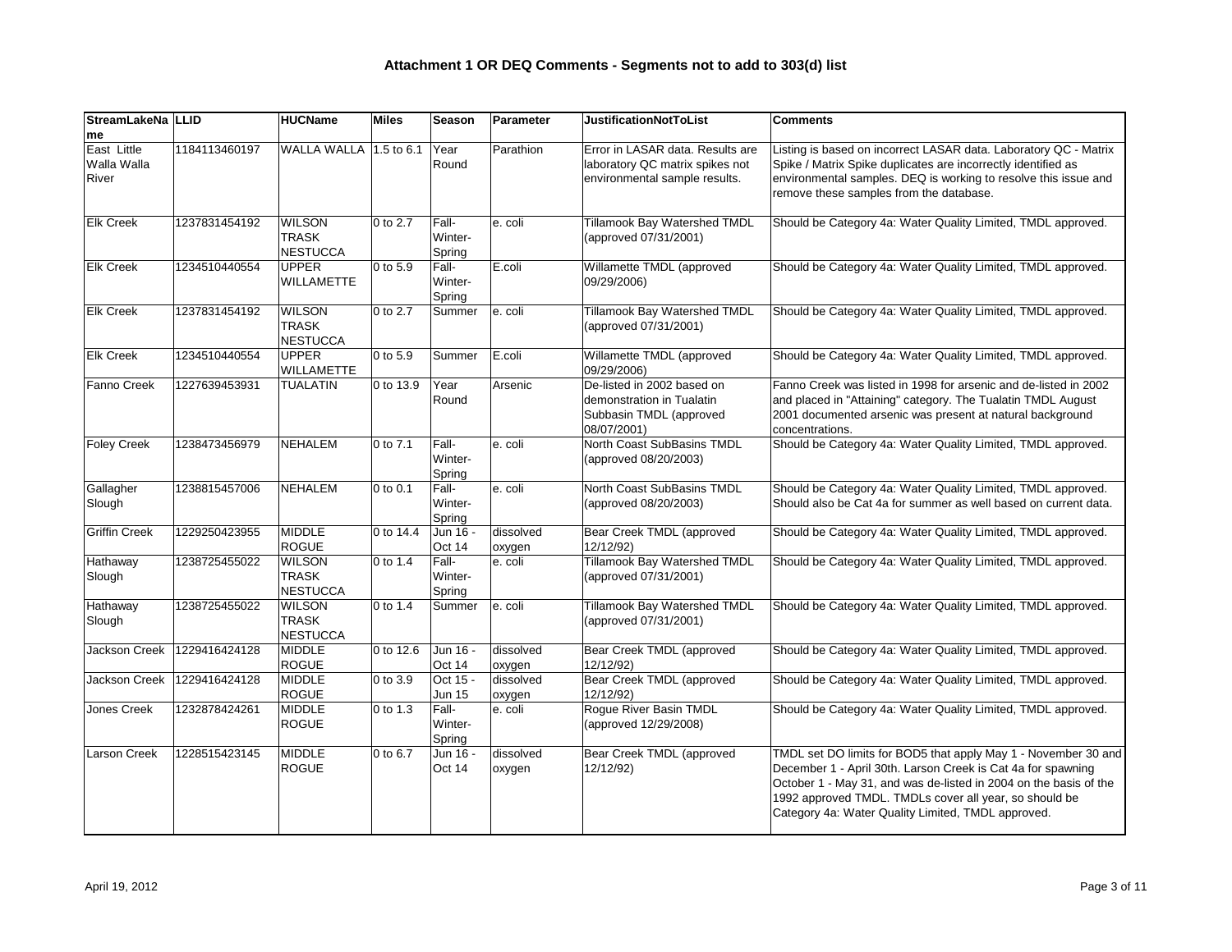# Attachment 1 OR DEQ Comments - Segments not to add to 303(d) list

| StreamLakeName | LLID | HUCName | Miles | Season | Parameter | JustificationNotToList | Comments |
|---|---|---|---|---|---|---|---|
| East Little Walla Walla River | 1184113460197 | WALLA WALLA | 1.5 to 6.1 | Year Round | Parathion | Error in LASAR data. Results are laboratory QC matrix spikes not environmental sample results. | Listing is based on incorrect LASAR data. Laboratory QC - Matrix Spike / Matrix Spike duplicates are incorrectly identified as environmental samples. DEQ is working to resolve this issue and remove these samples from the database. |
| Elk Creek | 1237831454192 | WILSON TRASK NESTUCCA | 0 to 2.7 | Fall-Winter-Spring | e. coli | Tillamook Bay Watershed TMDL (approved 07/31/2001) | Should be Category 4a: Water Quality Limited, TMDL approved. |
| Elk Creek | 1234510440554 | UPPER WILLAMETTE | 0 to 5.9 | Fall-Winter-Spring | E.coli | Willamette TMDL (approved 09/29/2006) | Should be Category 4a: Water Quality Limited, TMDL approved. |
| Elk Creek | 1237831454192 | WILSON TRASK NESTUCCA | 0 to 2.7 | Summer | e. coli | Tillamook Bay Watershed TMDL (approved 07/31/2001) | Should be Category 4a: Water Quality Limited, TMDL approved. |
| Elk Creek | 1234510440554 | UPPER WILLAMETTE | 0 to 5.9 | Summer | E.coli | Willamette TMDL (approved 09/29/2006) | Should be Category 4a: Water Quality Limited, TMDL approved. |
| Fanno Creek | 1227639453931 | TUALATIN | 0 to 13.9 | Year Round | Arsenic | De-listed in 2002 based on demonstration in Tualatin Subbasin TMDL (approved 08/07/2001) | Fanno Creek was listed in 1998 for arsenic and de-listed in 2002 and placed in "Attaining" category. The Tualatin TMDL August 2001 documented arsenic was present at natural background concentrations. |
| Foley Creek | 1238473456979 | NEHALEM | 0 to 7.1 | Fall-Winter-Spring | e. coli | North Coast SubBasins TMDL (approved 08/20/2003) | Should be Category 4a: Water Quality Limited, TMDL approved. |
| Gallagher Slough | 1238815457006 | NEHALEM | 0 to 0.1 | Fall-Winter-Spring | e. coli | North Coast SubBasins TMDL (approved 08/20/2003) | Should be Category 4a: Water Quality Limited, TMDL approved. Should also be Cat 4a for summer as well based on current data. |
| Griffin Creek | 1229250423955 | MIDDLE ROGUE | 0 to 14.4 | Jun 16 - Oct 14 | dissolved oxygen | Bear Creek TMDL (approved 12/12/92) | Should be Category 4a: Water Quality Limited, TMDL approved. |
| Hathaway Slough | 1238725455022 | WILSON TRASK NESTUCCA | 0 to 1.4 | Fall-Winter-Spring | e. coli | Tillamook Bay Watershed TMDL (approved 07/31/2001) | Should be Category 4a: Water Quality Limited, TMDL approved. |
| Hathaway Slough | 1238725455022 | WILSON TRASK NESTUCCA | 0 to 1.4 | Summer | e. coli | Tillamook Bay Watershed TMDL (approved 07/31/2001) | Should be Category 4a: Water Quality Limited, TMDL approved. |
| Jackson Creek | 1229416424128 | MIDDLE ROGUE | 0 to 12.6 | Jun 16 - Oct 14 | dissolved oxygen | Bear Creek TMDL (approved 12/12/92) | Should be Category 4a: Water Quality Limited, TMDL approved. |
| Jackson Creek | 1229416424128 | MIDDLE ROGUE | 0 to 3.9 | Oct 15 - Jun 15 | dissolved oxygen | Bear Creek TMDL (approved 12/12/92) | Should be Category 4a: Water Quality Limited, TMDL approved. |
| Jones Creek | 1232878424261 | MIDDLE ROGUE | 0 to 1.3 | Fall-Winter-Spring | e. coli | Rogue River Basin TMDL (approved 12/29/2008) | Should be Category 4a: Water Quality Limited, TMDL approved. |
| Larson Creek | 1228515423145 | MIDDLE ROGUE | 0 to 6.7 | Jun 16 - Oct 14 | dissolved oxygen | Bear Creek TMDL (approved 12/12/92) | TMDL set DO limits for BOD5 that apply May 1 - November 30 and December 1 - April 30th. Larson Creek is Cat 4a for spawning October 1 - May 31, and was de-listed in 2004 on the basis of the 1992 approved TMDL. TMDLs cover all year, so should be Category 4a: Water Quality Limited, TMDL approved. |

April 19, 2012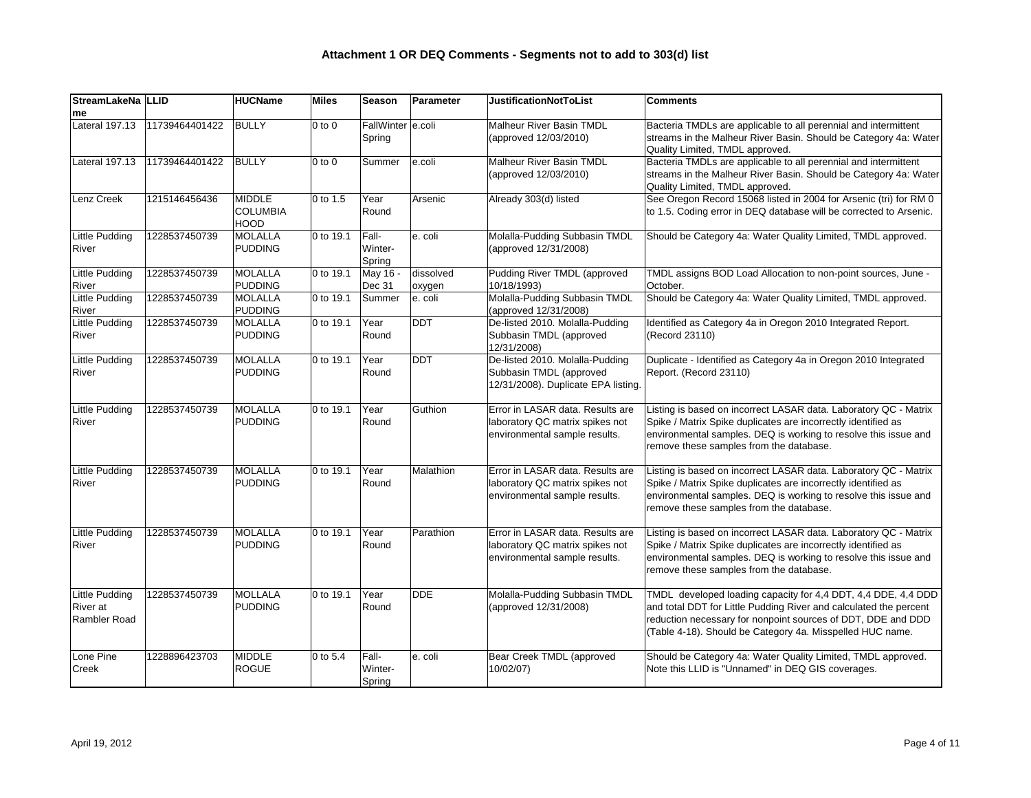# Attachment 1 OR DEQ Comments - Segments not to add to 303(d) list

| StreamLakeName | LLID | HUCName | Miles | Season | Parameter | JustificationNotToList | Comments |
|---|---|---|---|---|---|---|---|
| Lateral 197.13 | 11739464401422 | BULLY | 0 to 0 | FallWinter Spring | e.coli | Malheur River Basin TMDL (approved 12/03/2010) | Bacteria TMDLs are applicable to all perennial and intermittent streams in the Malheur River Basin. Should be Category 4a: Water Quality Limited, TMDL approved. |
| Lateral 197.13 | 11739464401422 | BULLY | 0 to 0 | Summer | e.coli | Malheur River Basin TMDL (approved 12/03/2010) | Bacteria TMDLs are applicable to all perennial and intermittent streams in the Malheur River Basin. Should be Category 4a: Water Quality Limited, TMDL approved. |
| Lenz Creek | 1215146456436 | MIDDLE COLUMBIA HOOD | 0 to 1.5 | Year Round | Arsenic | Already 303(d) listed | See Oregon Record 15068 listed in 2004 for Arsenic (tri) for RM 0 to 1.5. Coding error in DEQ database will be corrected to Arsenic. |
| Little Pudding River | 1228537450739 | MOLALLA PUDDING | 0 to 19.1 | Fall-Winter-Spring | e. coli | Molalla-Pudding Subbasin TMDL (approved 12/31/2008) | Should be Category 4a: Water Quality Limited, TMDL approved. |
| Little Pudding River | 1228537450739 | MOLALLA PUDDING | 0 to 19.1 | May 16 - Dec 31 | dissolved oxygen | Pudding River TMDL (approved 10/18/1993) | TMDL assigns BOD Load Allocation to non-point sources, June - October. |
| Little Pudding River | 1228537450739 | MOLALLA PUDDING | 0 to 19.1 | Summer | e. coli | Molalla-Pudding Subbasin TMDL (approved 12/31/2008) | Should be Category 4a: Water Quality Limited, TMDL approved. |
| Little Pudding River | 1228537450739 | MOLALLA PUDDING | 0 to 19.1 | Year Round | DDT | De-listed 2010. Molalla-Pudding Subbasin TMDL (approved 12/31/2008) | Identified as Category 4a in Oregon 2010 Integrated Report. (Record 23110) |
| Little Pudding River | 1228537450739 | MOLALLA PUDDING | 0 to 19.1 | Year Round | DDT | De-listed 2010. Molalla-Pudding Subbasin TMDL (approved 12/31/2008). Duplicate EPA listing. | Duplicate - Identified as Category 4a in Oregon 2010 Integrated Report. (Record 23110) |
| Little Pudding River | 1228537450739 | MOLALLA PUDDING | 0 to 19.1 | Year Round | Guthion | Error in LASAR data. Results are laboratory QC matrix spikes not environmental sample results. | Listing is based on incorrect LASAR data. Laboratory QC - Matrix Spike / Matrix Spike duplicates are incorrectly identified as environmental samples. DEQ is working to resolve this issue and remove these samples from the database. |
| Little Pudding River | 1228537450739 | MOLALLA PUDDING | 0 to 19.1 | Year Round | Malathion | Error in LASAR data. Results are laboratory QC matrix spikes not environmental sample results. | Listing is based on incorrect LASAR data. Laboratory QC - Matrix Spike / Matrix Spike duplicates are incorrectly identified as environmental samples. DEQ is working to resolve this issue and remove these samples from the database. |
| Little Pudding River | 1228537450739 | MOLALLA PUDDING | 0 to 19.1 | Year Round | Parathion | Error in LASAR data. Results are laboratory QC matrix spikes not environmental sample results. | Listing is based on incorrect LASAR data. Laboratory QC - Matrix Spike / Matrix Spike duplicates are incorrectly identified as environmental samples. DEQ is working to resolve this issue and remove these samples from the database. |
| Little Pudding River at Rambler Road | 1228537450739 | MOLLALA PUDDING | 0 to 19.1 | Year Round | DDE | Molalla-Pudding Subbasin TMDL (approved 12/31/2008) | TMDL developed loading capacity for 4,4 DDT, 4,4 DDE, 4,4 DDD and total DDT for Little Pudding River and calculated the percent reduction necessary for nonpoint sources of DDT, DDE and DDD (Table 4-18). Should be Category 4a. Misspelled HUC name. |
| Lone Pine Creek | 1228896423703 | MIDDLE ROGUE | 0 to 5.4 | Fall-Winter-Spring | e. coli | Bear Creek TMDL (approved 10/02/07) | Should be Category 4a: Water Quality Limited, TMDL approved. Note this LLID is "Unnamed" in DEQ GIS coverages. |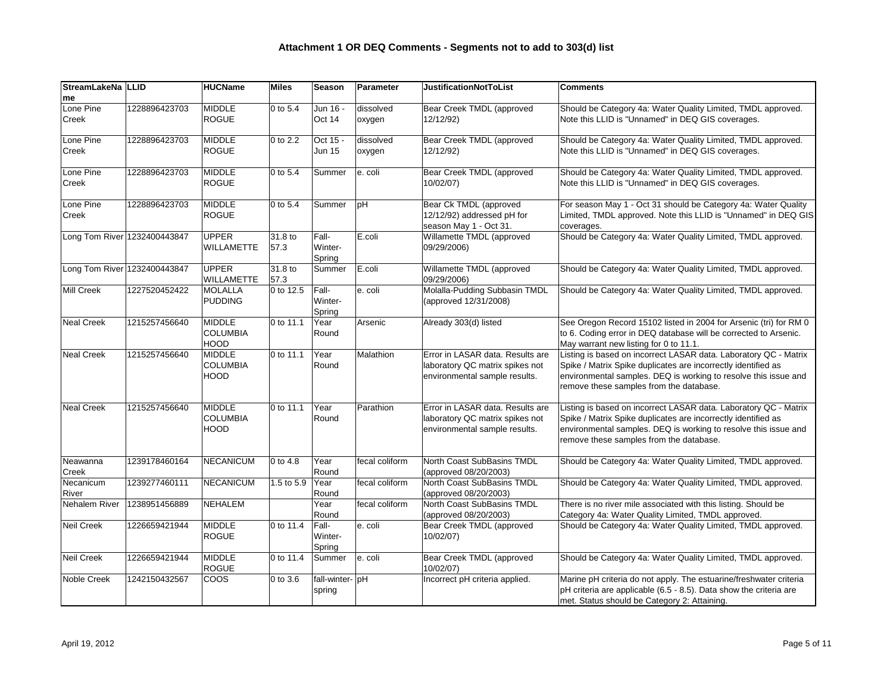### Attachment 1 OR DEQ Comments - Segments not to add to 303(d) list

| StreamLakeName | LLID | HUCName | Miles | Season | Parameter | JustificationNotToList | Comments |
|---|---|---|---|---|---|---|---|
| Lone Pine Creek | 1228896423703 | MIDDLE ROGUE | 0 to 5.4 | Jun 16 - Oct 14 | dissolved oxygen | Bear Creek TMDL (approved 12/12/92) | Should be Category 4a: Water Quality Limited, TMDL approved. Note this LLID is "Unnamed" in DEQ GIS coverages. |
| Lone Pine Creek | 1228896423703 | MIDDLE ROGUE | 0 to 2.2 | Oct 15 - Jun 15 | dissolved oxygen | Bear Creek TMDL (approved 12/12/92) | Should be Category 4a: Water Quality Limited, TMDL approved. Note this LLID is "Unnamed" in DEQ GIS coverages. |
| Lone Pine Creek | 1228896423703 | MIDDLE ROGUE | 0 to 5.4 | Summer | e. coli | Bear Creek TMDL (approved 10/02/07) | Should be Category 4a: Water Quality Limited, TMDL approved. Note this LLID is "Unnamed" in DEQ GIS coverages. |
| Lone Pine Creek | 1228896423703 | MIDDLE ROGUE | 0 to 5.4 | Summer | pH | Bear Ck TMDL (approved 12/12/92) addressed pH for season May 1 - Oct 31. | For season May 1 - Oct 31 should be Category 4a: Water Quality Limited, TMDL approved. Note this LLID is "Unnamed" in DEQ GIS coverages. |
| Long Tom River | 1232400443847 | UPPER WILLAMETTE | 31.8 to 57.3 | Fall-Winter-Spring | E.coli | Willamette TMDL (approved 09/29/2006) | Should be Category 4a: Water Quality Limited, TMDL approved. |
| Long Tom River | 1232400443847 | UPPER WILLAMETTE | 31.8 to 57.3 | Summer | E.coli | Willamette TMDL (approved 09/29/2006) | Should be Category 4a: Water Quality Limited, TMDL approved. |
| Mill Creek | 1227520452422 | MOLALLA PUDDING | 0 to 12.5 | Fall-Winter-Spring | e. coli | Molalla-Pudding Subbasin TMDL (approved 12/31/2008) | Should be Category 4a: Water Quality Limited, TMDL approved. |
| Neal Creek | 1215257456640 | MIDDLE COLUMBIA HOOD | 0 to 11.1 | Year Round | Arsenic | Already 303(d) listed | See Oregon Record 15102 listed in 2004 for Arsenic (tri) for RM 0 to 6. Coding error in DEQ database will be corrected to Arsenic. May warrant new listing for 0 to 11.1. |
| Neal Creek | 1215257456640 | MIDDLE COLUMBIA HOOD | 0 to 11.1 | Year Round | Malathion | Error in LASAR data. Results are laboratory QC matrix spikes not environmental sample results. | Listing is based on incorrect LASAR data. Laboratory QC - Matrix Spike / Matrix Spike duplicates are incorrectly identified as environmental samples. DEQ is working to resolve this issue and remove these samples from the database. |
| Neal Creek | 1215257456640 | MIDDLE COLUMBIA HOOD | 0 to 11.1 | Year Round | Parathion | Error in LASAR data. Results are laboratory QC matrix spikes not environmental sample results. | Listing is based on incorrect LASAR data. Laboratory QC - Matrix Spike / Matrix Spike duplicates are incorrectly identified as environmental samples. DEQ is working to resolve this issue and remove these samples from the database. |
| Neawanna Creek | 1239178460164 | NECANICUM | 0 to 4.8 | Year Round | fecal coliform | North Coast SubBasins TMDL (approved 08/20/2003) | Should be Category 4a: Water Quality Limited, TMDL approved. |
| Necanicum River | 1239277460111 | NECANICUM | 1.5 to 5.9 | Year Round | fecal coliform | North Coast SubBasins TMDL (approved 08/20/2003) | Should be Category 4a: Water Quality Limited, TMDL approved. |
| Nehalem River | 1238951456889 | NEHALEM | | Year Round | fecal coliform | North Coast SubBasins TMDL (approved 08/20/2003) | There is no river mile associated with this listing. Should be Category 4a: Water Quality Limited, TMDL approved. |
| Neil Creek | 1226659421944 | MIDDLE ROGUE | 0 to 11.4 | Fall-Winter-Spring | e. coli | Bear Creek TMDL (approved 10/02/07) | Should be Category 4a: Water Quality Limited, TMDL approved. |
| Neil Creek | 1226659421944 | MIDDLE ROGUE | 0 to 11.4 | Summer | e. coli | Bear Creek TMDL (approved 10/02/07) | Should be Category 4a: Water Quality Limited, TMDL approved. |
| Noble Creek | 1242150432567 | COOS | 0 to 3.6 | fall-winter-spring | pH | Incorrect pH criteria applied. | Marine pH criteria do not apply. The estuarine/freshwater criteria pH criteria are applicable (6.5 - 8.5). Data show the criteria are met. Status should be Category 2: Attaining. |

April 19, 2012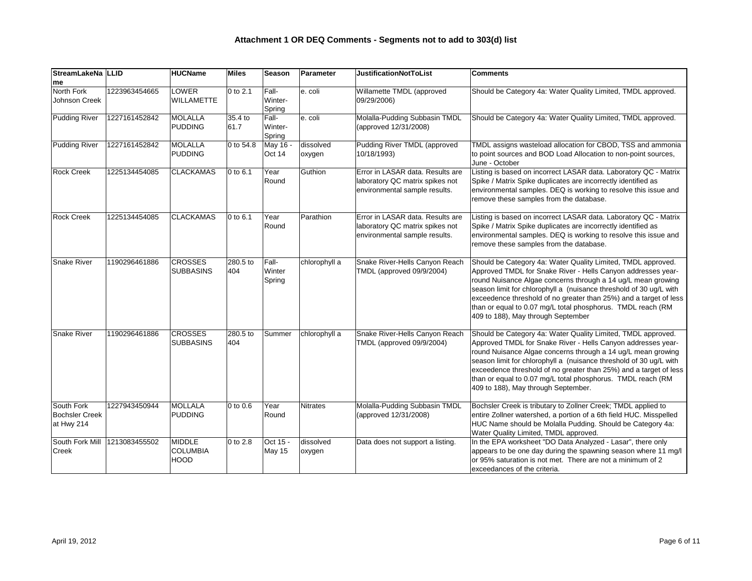# Attachment 1 OR DEQ Comments - Segments not to add to 303(d) list

| StreamLakeName | LLID | HUCName | Miles | Season | Parameter | JustificationNotToList | Comments |
|---|---|---|---|---|---|---|---|
| North Fork Johnson Creek | 1223963454665 | LOWER WILLAMETTE | 0 to 2.1 | Fall-Winter-Spring | e. coli | Willamette TMDL (approved 09/29/2006) | Should be Category 4a: Water Quality Limited, TMDL approved. |
| Pudding River | 1227161452842 | MOLALLA PUDDING | 35.4 to 61.7 | Fall-Winter-Spring | e. coli | Molalla-Pudding Subbasin TMDL (approved 12/31/2008) | Should be Category 4a: Water Quality Limited, TMDL approved. |
| Pudding River | 1227161452842 | MOLALLA PUDDING | 0 to 54.8 | May 16 - Oct 14 | dissolved oxygen | Pudding River TMDL (approved 10/18/1993) | TMDL assigns wasteload allocation for CBOD, TSS and ammonia to point sources and BOD Load Allocation to non-point sources, June - October |
| Rock Creek | 1225134454085 | CLACKAMAS | 0 to 6.1 | Year Round | Guthion | Error in LASAR data. Results are laboratory QC matrix spikes not environmental sample results. | Listing is based on incorrect LASAR data. Laboratory QC - Matrix Spike / Matrix Spike duplicates are incorrectly identified as environmental samples. DEQ is working to resolve this issue and remove these samples from the database. |
| Rock Creek | 1225134454085 | CLACKAMAS | 0 to 6.1 | Year Round | Parathion | Error in LASAR data. Results are laboratory QC matrix spikes not environmental sample results. | Listing is based on incorrect LASAR data. Laboratory QC - Matrix Spike / Matrix Spike duplicates are incorrectly identified as environmental samples. DEQ is working to resolve this issue and remove these samples from the database. |
| Snake River | 1190296461886 | CROSSES SUBBASINS | 280.5 to 404 | Fall-Winter Spring | chlorophyll a | Snake River-Hells Canyon Reach TMDL (approved 09/9/2004) | Should be Category 4a: Water Quality Limited, TMDL approved. Approved TMDL for Snake River - Hells Canyon addresses year-round Nuisance Algae concerns through a 14 ug/L mean growing season limit for chlorophyll a (nuisance threshold of 30 ug/L with exceedence threshold of no greater than 25%) and a target of less than or equal to 0.07 mg/L total phosphorus. TMDL reach (RM 409 to 188), May through September |
| Snake River | 1190296461886 | CROSSES SUBBASINS | 280.5 to 404 | Summer | chlorophyll a | Snake River-Hells Canyon Reach TMDL (approved 09/9/2004) | Should be Category 4a: Water Quality Limited, TMDL approved. Approved TMDL for Snake River - Hells Canyon addresses year-round Nuisance Algae concerns through a 14 ug/L mean growing season limit for chlorophyll a (nuisance threshold of 30 ug/L with exceedence threshold of no greater than 25%) and a target of less than or equal to 0.07 mg/L total phosphorus. TMDL reach (RM 409 to 188), May through September. |
| South Fork Bochsler Creek at Hwy 214 | 1227943450944 | MOLLALA PUDDING | 0 to 0.6 | Year Round | Nitrates | Molalla-Pudding Subbasin TMDL (approved 12/31/2008) | Bochsler Creek is tributary to Zollner Creek; TMDL applied to entire Zollner watershed, a portion of a 6th field HUC. Misspelled HUC Name should be Molalla Pudding. Should be Category 4a: Water Quality Limited, TMDL approved. |
| South Fork Mill Creek | 1213083455502 | MIDDLE COLUMBIA HOOD | 0 to 2.8 | Oct 15 - May 15 | dissolved oxygen | Data does not support a listing. | In the EPA worksheet "DO Data Analyzed - Lasar", there only appears to be one day during the spawning season where 11 mg/l or 95% saturation is not met. There are not a minimum of 2 exceedances of the criteria. |

April 19, 2012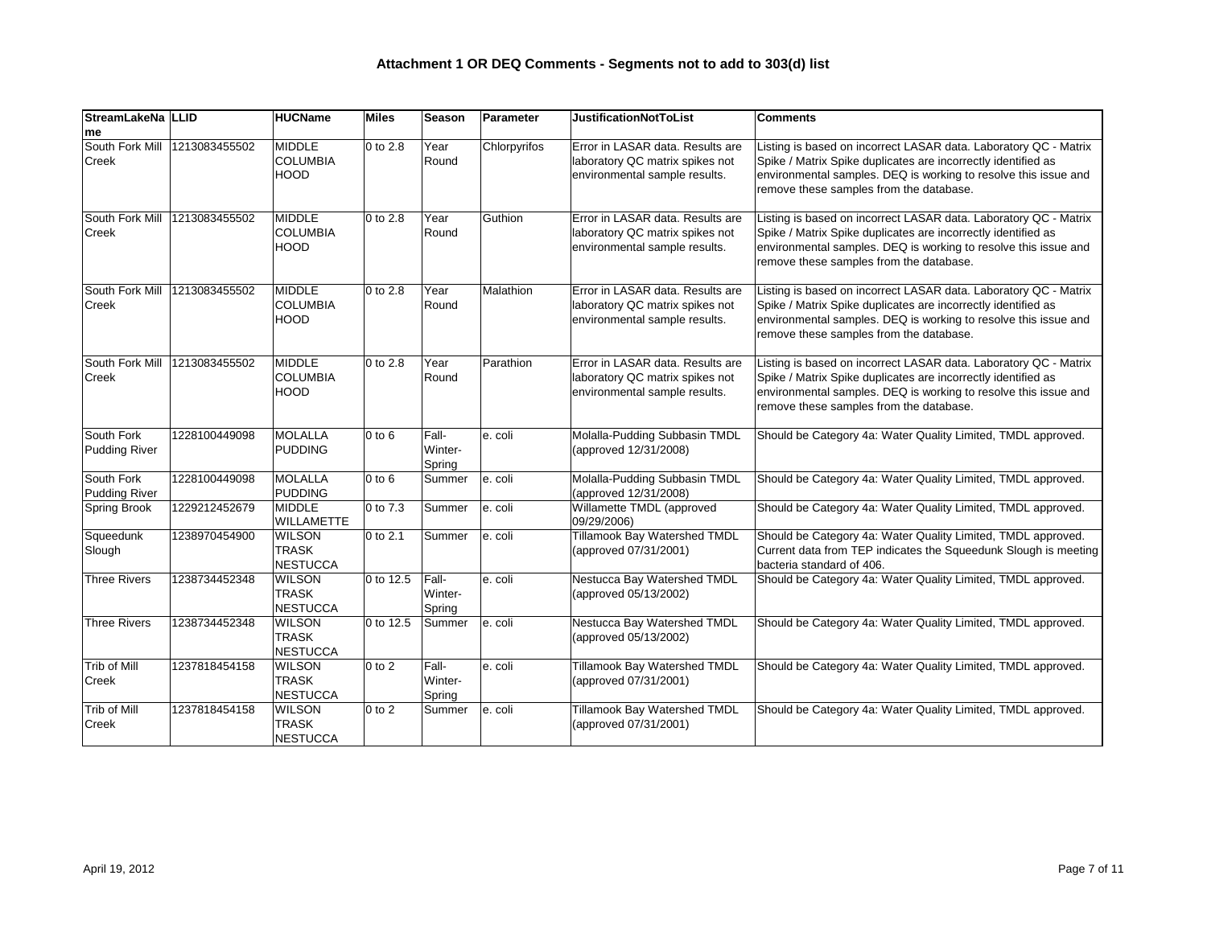## Attachment 1 OR DEQ Comments - Segments not to add to 303(d) list

| StreamLakeName | LLID | HUCName | Miles | Season | Parameter | JustificationNotToList | Comments |
|---|---|---|---|---|---|---|---|
| South Fork Mill Creek | 1213083455502 | MIDDLE COLUMBIA HOOD | 0 to 2.8 | Year Round | Chlorpyrifos | Error in LASAR data. Results are laboratory QC matrix spikes not environmental sample results. | Listing is based on incorrect LASAR data. Laboratory QC - Matrix Spike / Matrix Spike duplicates are incorrectly identified as environmental samples. DEQ is working to resolve this issue and remove these samples from the database. |
| South Fork Mill Creek | 1213083455502 | MIDDLE COLUMBIA HOOD | 0 to 2.8 | Year Round | Guthion | Error in LASAR data. Results are laboratory QC matrix spikes not environmental sample results. | Listing is based on incorrect LASAR data. Laboratory QC - Matrix Spike / Matrix Spike duplicates are incorrectly identified as environmental samples. DEQ is working to resolve this issue and remove these samples from the database. |
| South Fork Mill Creek | 1213083455502 | MIDDLE COLUMBIA HOOD | 0 to 2.8 | Year Round | Malathion | Error in LASAR data. Results are laboratory QC matrix spikes not environmental sample results. | Listing is based on incorrect LASAR data. Laboratory QC - Matrix Spike / Matrix Spike duplicates are incorrectly identified as environmental samples. DEQ is working to resolve this issue and remove these samples from the database. |
| South Fork Mill Creek | 1213083455502 | MIDDLE COLUMBIA HOOD | 0 to 2.8 | Year Round | Parathion | Error in LASAR data. Results are laboratory QC matrix spikes not environmental sample results. | Listing is based on incorrect LASAR data. Laboratory QC - Matrix Spike / Matrix Spike duplicates are incorrectly identified as environmental samples. DEQ is working to resolve this issue and remove these samples from the database. |
| South Fork Pudding River | 1228100449098 | MOLALLA PUDDING | 0 to 6 | Fall-Winter-Spring | e. coli | Molalla-Pudding Subbasin TMDL (approved 12/31/2008) | Should be Category 4a: Water Quality Limited, TMDL approved. |
| South Fork Pudding River | 1228100449098 | MOLALLA PUDDING | 0 to 6 | Summer | e. coli | Molalla-Pudding Subbasin TMDL (approved 12/31/2008) | Should be Category 4a: Water Quality Limited, TMDL approved. |
| Spring Brook | 1229212452679 | MIDDLE WILLAMETTE | 0 to 7.3 | Summer | e. coli | Willamette TMDL (approved 09/29/2006) | Should be Category 4a: Water Quality Limited, TMDL approved. |
| Squeedunk Slough | 1238970454900 | WILSON TRASK NESTUCCA | 0 to 2.1 | Summer | e. coli | Tillamook Bay Watershed TMDL (approved 07/31/2001) | Should be Category 4a: Water Quality Limited, TMDL approved. Current data from TEP indicates the Squeedunk Slough is meeting bacteria standard of 406. |
| Three Rivers | 1238734452348 | WILSON TRASK NESTUCCA | 0 to 12.5 | Fall-Winter-Spring | e. coli | Nestucca Bay Watershed TMDL (approved 05/13/2002) | Should be Category 4a: Water Quality Limited, TMDL approved. |
| Three Rivers | 1238734452348 | WILSON TRASK NESTUCCA | 0 to 12.5 | Summer | e. coli | Nestucca Bay Watershed TMDL (approved 05/13/2002) | Should be Category 4a: Water Quality Limited, TMDL approved. |
| Trib of Mill Creek | 1237818454158 | WILSON TRASK NESTUCCA | 0 to 2 | Fall-Winter-Spring | e. coli | Tillamook Bay Watershed TMDL (approved 07/31/2001) | Should be Category 4a: Water Quality Limited, TMDL approved. |
| Trib of Mill Creek | 1237818454158 | WILSON TRASK NESTUCCA | 0 to 2 | Summer | e. coli | Tillamook Bay Watershed TMDL (approved 07/31/2001) | Should be Category 4a: Water Quality Limited, TMDL approved. |

April 19, 2012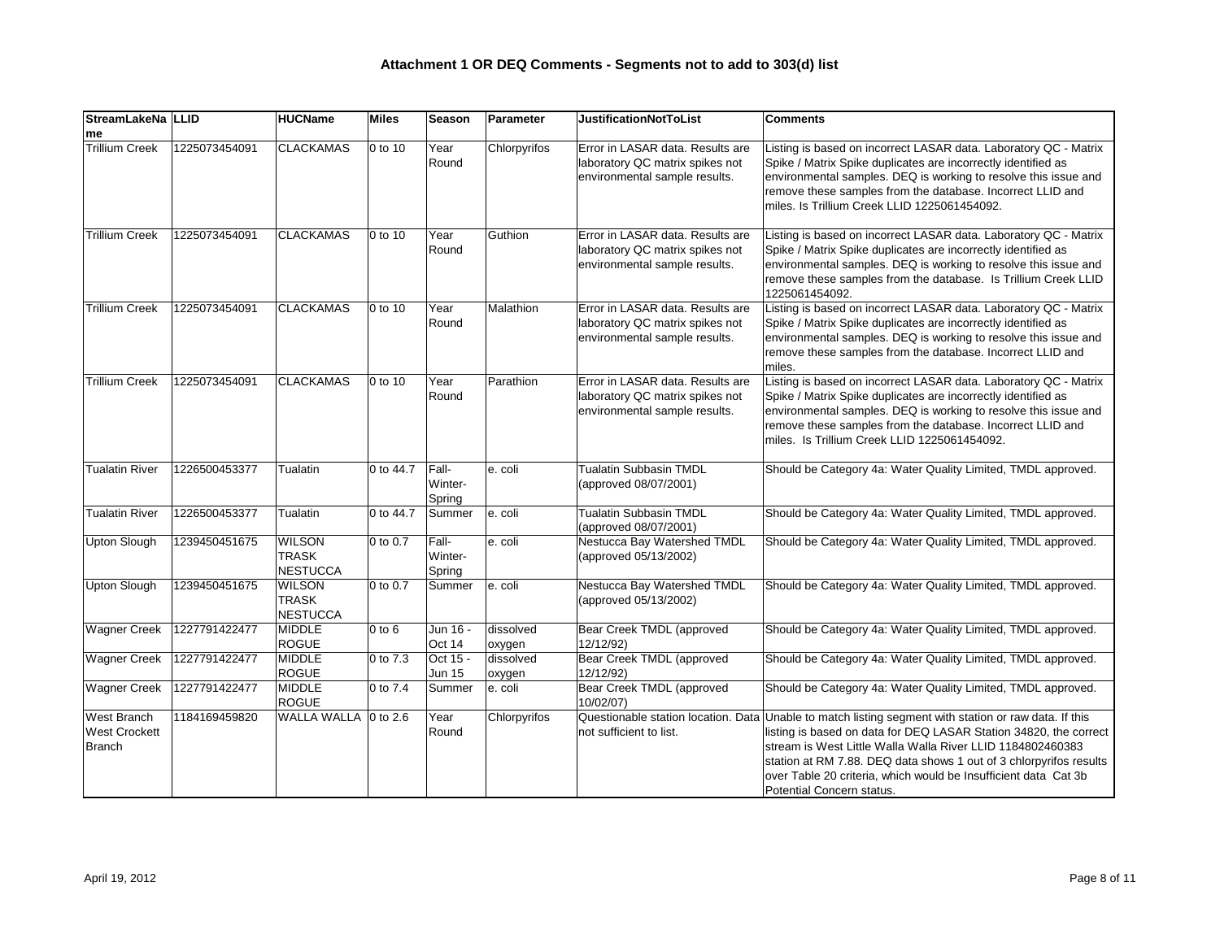# Attachment 1 OR DEQ Comments - Segments not to add to 303(d) list

| StreamLakeName | LLID | HUCName | Miles | Season | Parameter | JustificationNotToList | Comments |
|---|---|---|---|---|---|---|---|
| Trillium Creek | 1225073454091 | CLACKAMAS | 0 to 10 | Year Round | Chlorpyrifos | Error in LASAR data. Results are laboratory QC matrix spikes not environmental sample results. | Listing is based on incorrect LASAR data. Laboratory QC - Matrix Spike / Matrix Spike duplicates are incorrectly identified as environmental samples. DEQ is working to resolve this issue and remove these samples from the database. Incorrect LLID and miles. Is Trillium Creek LLID 1225061454092. |
| Trillium Creek | 1225073454091 | CLACKAMAS | 0 to 10 | Year Round | Guthion | Error in LASAR data. Results are laboratory QC matrix spikes not environmental sample results. | Listing is based on incorrect LASAR data. Laboratory QC - Matrix Spike / Matrix Spike duplicates are incorrectly identified as environmental samples. DEQ is working to resolve this issue and remove these samples from the database. Is Trillium Creek LLID 1225061454092. |
| Trillium Creek | 1225073454091 | CLACKAMAS | 0 to 10 | Year Round | Malathion | Error in LASAR data. Results are laboratory QC matrix spikes not environmental sample results. | Listing is based on incorrect LASAR data. Laboratory QC - Matrix Spike / Matrix Spike duplicates are incorrectly identified as environmental samples. DEQ is working to resolve this issue and remove these samples from the database. Incorrect LLID and miles. |
| Trillium Creek | 1225073454091 | CLACKAMAS | 0 to 10 | Year Round | Parathion | Error in LASAR data. Results are laboratory QC matrix spikes not environmental sample results. | Listing is based on incorrect LASAR data. Laboratory QC - Matrix Spike / Matrix Spike duplicates are incorrectly identified as environmental samples. DEQ is working to resolve this issue and remove these samples from the database. Incorrect LLID and miles. Is Trillium Creek LLID 1225061454092. |
| Tualatin River | 1226500453377 | Tualatin | 0 to 44.7 | Fall-Winter-Spring | e. coli | Tualatin Subbasin TMDL (approved 08/07/2001) | Should be Category 4a: Water Quality Limited, TMDL approved. |
| Tualatin River | 1226500453377 | Tualatin | 0 to 44.7 | Summer | e. coli | Tualatin Subbasin TMDL (approved 08/07/2001) | Should be Category 4a: Water Quality Limited, TMDL approved. |
| Upton Slough | 1239450451675 | WILSON TRASK NESTUCCA | 0 to 0.7 | Fall-Winter-Spring | e. coli | Nestucca Bay Watershed TMDL (approved 05/13/2002) | Should be Category 4a: Water Quality Limited, TMDL approved. |
| Upton Slough | 1239450451675 | WILSON TRASK NESTUCCA | 0 to 0.7 | Summer | e. coli | Nestucca Bay Watershed TMDL (approved 05/13/2002) | Should be Category 4a: Water Quality Limited, TMDL approved. |
| Wagner Creek | 1227791422477 | MIDDLE ROGUE | 0 to 6 | Jun 16 - Oct 14 | dissolved oxygen | Bear Creek TMDL (approved 12/12/92) | Should be Category 4a: Water Quality Limited, TMDL approved. |
| Wagner Creek | 1227791422477 | MIDDLE ROGUE | 0 to 7.3 | Oct 15 - Jun 15 | dissolved oxygen | Bear Creek TMDL (approved 12/12/92) | Should be Category 4a: Water Quality Limited, TMDL approved. |
| Wagner Creek | 1227791422477 | MIDDLE ROGUE | 0 to 7.4 | Summer | e. coli | Bear Creek TMDL (approved 10/02/07) | Should be Category 4a: Water Quality Limited, TMDL approved. |
| West Branch West Crockett Branch | 1184169459820 | WALLA WALLA | 0 to 2.6 | Year Round | Chlorpyrifos | Questionable station location. Data not sufficient to list. | Unable to match listing segment with station or raw data. If this listing is based on data for DEQ LASAR Station 34820, the correct stream is West Little Walla Walla River LLID 1184802460383 station at RM 7.88. DEQ data shows 1 out of 3 chlorpyrifos results over Table 20 criteria, which would be Insufficient data Cat 3b Potential Concern status. |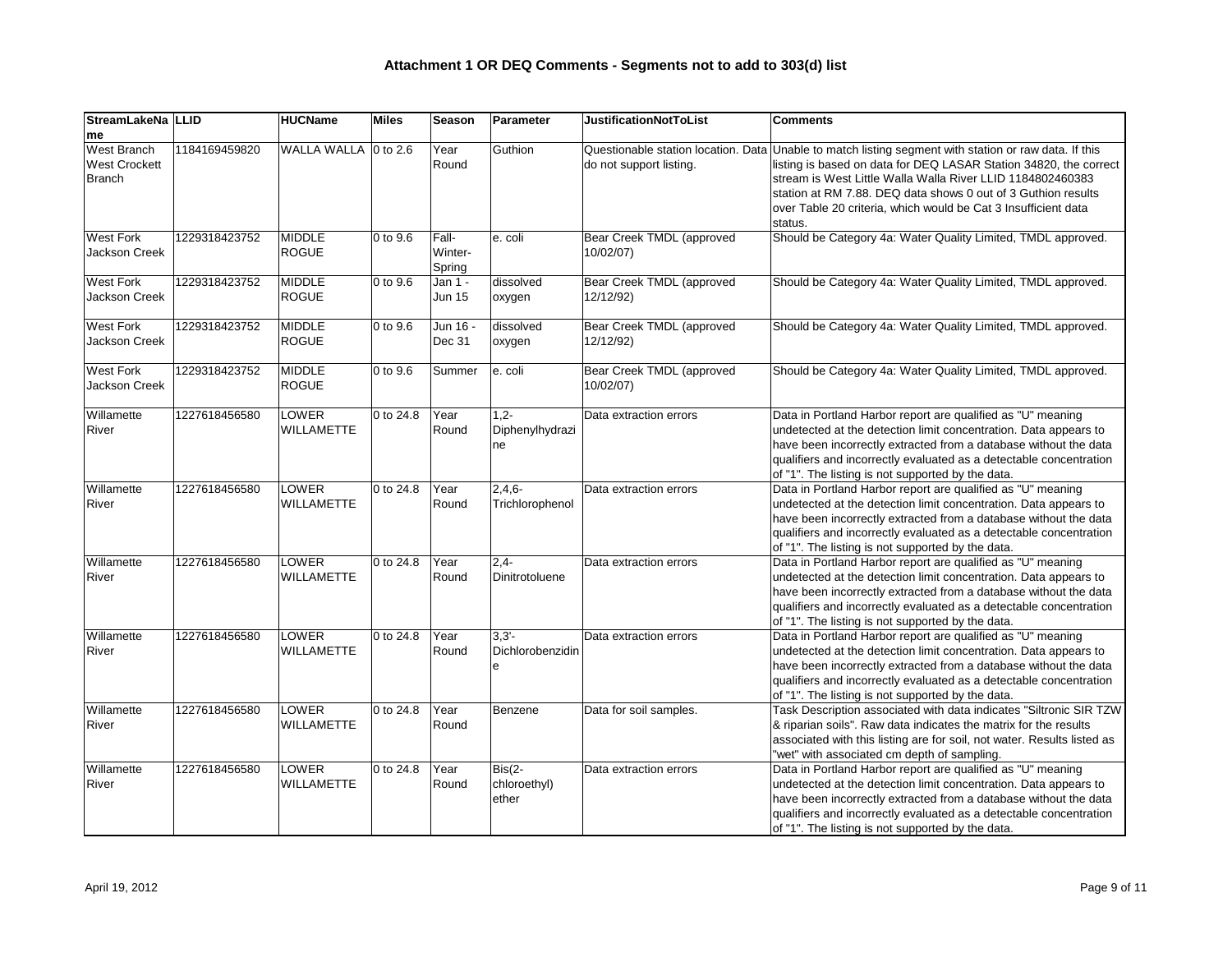# Attachment 1 OR DEQ Comments - Segments not to add to 303(d) list

| StreamLakeName | LLID | HUCName | Miles | Season | Parameter | JustificationNotToList | Comments |
|---|---|---|---|---|---|---|---|
| West Branch West Crockett Branch | 1184169459820 | WALLA WALLA | 0 to 2.6 | Year Round | Guthion | Questionable station location. Data do not support listing. | Unable to match listing segment with station or raw data. If this listing is based on data for DEQ LASAR Station 34820, the correct stream is West Little Walla Walla River LLID 1184802460383 station at RM 7.88. DEQ data shows 0 out of 3 Guthion results over Table 20 criteria, which would be Cat 3 Insufficient data status. |
| West Fork Jackson Creek | 1229318423752 | MIDDLE ROGUE | 0 to 9.6 | Fall-Winter-Spring | e. coli | Bear Creek TMDL (approved 10/02/07) | Should be Category 4a: Water Quality Limited, TMDL approved. |
| West Fork Jackson Creek | 1229318423752 | MIDDLE ROGUE | 0 to 9.6 | Jan 1 - Jun 15 | dissolved oxygen | Bear Creek TMDL (approved 12/12/92) | Should be Category 4a: Water Quality Limited, TMDL approved. |
| West Fork Jackson Creek | 1229318423752 | MIDDLE ROGUE | 0 to 9.6 | Jun 16 - Dec 31 | dissolved oxygen | Bear Creek TMDL (approved 12/12/92) | Should be Category 4a: Water Quality Limited, TMDL approved. |
| West Fork Jackson Creek | 1229318423752 | MIDDLE ROGUE | 0 to 9.6 | Summer | e. coli | Bear Creek TMDL (approved 10/02/07) | Should be Category 4a: Water Quality Limited, TMDL approved. |
| Willamette River | 1227618456580 | LOWER WILLAMETTE | 0 to 24.8 | Year Round | 1,2-Diphenylhydrazine | Data extraction errors | Data in Portland Harbor report are qualified as "U" meaning undetected at the detection limit concentration. Data appears to have been incorrectly extracted from a database without the data qualifiers and incorrectly evaluated as a detectable concentration of "1". The listing is not supported by the data. |
| Willamette River | 1227618456580 | LOWER WILLAMETTE | 0 to 24.8 | Year Round | 2,4,6-Trichlorophenol | Data extraction errors | Data in Portland Harbor report are qualified as "U" meaning undetected at the detection limit concentration. Data appears to have been incorrectly extracted from a database without the data qualifiers and incorrectly evaluated as a detectable concentration of "1". The listing is not supported by the data. |
| Willamette River | 1227618456580 | LOWER WILLAMETTE | 0 to 24.8 | Year Round | 2,4-Dinitrotoluene | Data extraction errors | Data in Portland Harbor report are qualified as "U" meaning undetected at the detection limit concentration. Data appears to have been incorrectly extracted from a database without the data qualifiers and incorrectly evaluated as a detectable concentration of "1". The listing is not supported by the data. |
| Willamette River | 1227618456580 | LOWER WILLAMETTE | 0 to 24.8 | Year Round | 3,3'-Dichlorobenzidine | Data extraction errors | Data in Portland Harbor report are qualified as "U" meaning undetected at the detection limit concentration. Data appears to have been incorrectly extracted from a database without the data qualifiers and incorrectly evaluated as a detectable concentration of "1". The listing is not supported by the data. |
| Willamette River | 1227618456580 | LOWER WILLAMETTE | 0 to 24.8 | Year Round | Benzene | Data for soil samples. | Task Description associated with data indicates "Siltronic SIR TZW & riparian soils". Raw data indicates the matrix for the results associated with this listing are for soil, not water. Results listed as "wet" with associated cm depth of sampling. |
| Willamette River | 1227618456580 | LOWER WILLAMETTE | 0 to 24.8 | Year Round | Bis(2-chloroethyl) ether | Data extraction errors | Data in Portland Harbor report are qualified as "U" meaning undetected at the detection limit concentration. Data appears to have been incorrectly extracted from a database without the data qualifiers and incorrectly evaluated as a detectable concentration of "1". The listing is not supported by the data. |

April 19, 2012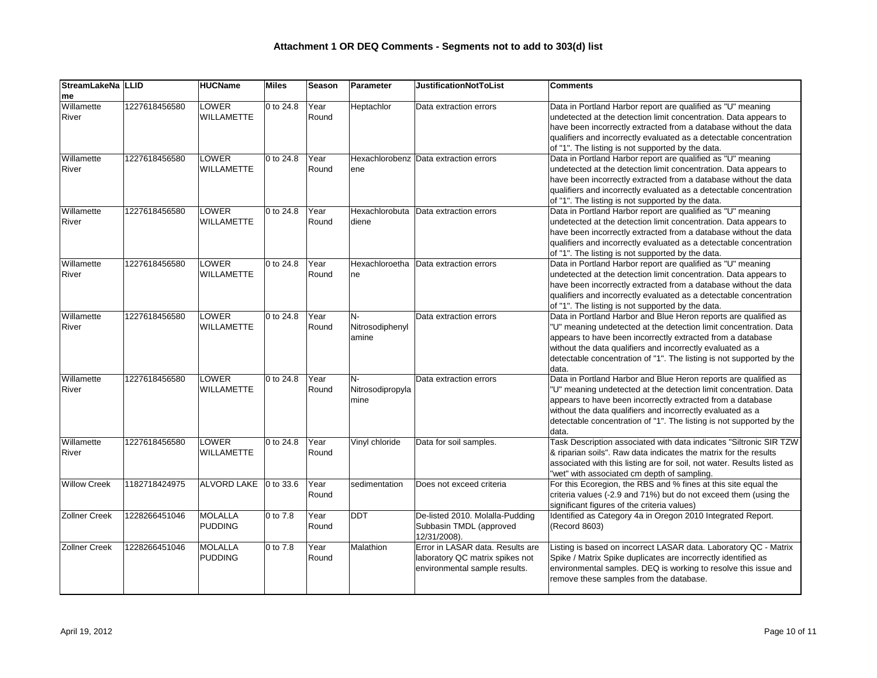## Attachment 1 OR DEQ Comments - Segments not to add to 303(d) list

| StreamLakeName | LLID | HUCName | Miles | Season | Parameter | JustificationNotToList | Comments |
|---|---|---|---|---|---|---|---|
| Willamette River | 1227618456580 | LOWER WILLAMETTE | 0 to 24.8 | Year Round | Heptachlor | Data extraction errors | Data in Portland Harbor report are qualified as "U" meaning undetected at the detection limit concentration. Data appears to have been incorrectly extracted from a database without the data qualifiers and incorrectly evaluated as a detectable concentration of "1". The listing is not supported by the data. |
| Willamette River | 1227618456580 | LOWER WILLAMETTE | 0 to 24.8 | Year Round | Hexachlorobenzene | Data extraction errors | Data in Portland Harbor report are qualified as "U" meaning undetected at the detection limit concentration. Data appears to have been incorrectly extracted from a database without the data qualifiers and incorrectly evaluated as a detectable concentration of "1". The listing is not supported by the data. |
| Willamette River | 1227618456580 | LOWER WILLAMETTE | 0 to 24.8 | Year Round | Hexachlorobutadiene | Data extraction errors | Data in Portland Harbor report are qualified as "U" meaning undetected at the detection limit concentration. Data appears to have been incorrectly extracted from a database without the data qualifiers and incorrectly evaluated as a detectable concentration of "1". The listing is not supported by the data. |
| Willamette River | 1227618456580 | LOWER WILLAMETTE | 0 to 24.8 | Year Round | Hexachloroethane | Data extraction errors | Data in Portland Harbor report are qualified as "U" meaning undetected at the detection limit concentration. Data appears to have been incorrectly extracted from a database without the data qualifiers and incorrectly evaluated as a detectable concentration of "1". The listing is not supported by the data. |
| Willamette River | 1227618456580 | LOWER WILLAMETTE | 0 to 24.8 | Year Round | N-Nitrosodiphenylamine | Data extraction errors | Data in Portland Harbor and Blue Heron reports are qualified as "U" meaning undetected at the detection limit concentration. Data appears to have been incorrectly extracted from a database without the data qualifiers and incorrectly evaluated as a detectable concentration of "1". The listing is not supported by the data. |
| Willamette River | 1227618456580 | LOWER WILLAMETTE | 0 to 24.8 | Year Round | N-Nitrosodipropylamine | Data extraction errors | Data in Portland Harbor and Blue Heron reports are qualified as "U" meaning undetected at the detection limit concentration. Data appears to have been incorrectly extracted from a database without the data qualifiers and incorrectly evaluated as a detectable concentration of "1". The listing is not supported by the data. |
| Willamette River | 1227618456580 | LOWER WILLAMETTE | 0 to 24.8 | Year Round | Vinyl chloride | Data for soil samples. | Task Description associated with data indicates "Siltronic SIR TZW & riparian soils". Raw data indicates the matrix for the results associated with this listing are for soil, not water. Results listed as "wet" with associated cm depth of sampling. |
| Willow Creek | 1182718424975 | ALVORD LAKE | 0 to 33.6 | Year Round | sedimentation | Does not exceed criteria | For this Ecoregion, the RBS and % fines at this site equal the criteria values (-2.9 and 71%) but do not exceed them (using the significant figures of the criteria values) |
| Zollner Creek | 1228266451046 | MOLALLA PUDDING | 0 to 7.8 | Year Round | DDT | De-listed 2010. Molalla-Pudding Subbasin TMDL (approved 12/31/2008). | Identified as Category 4a in Oregon 2010 Integrated Report. (Record 8603) |
| Zollner Creek | 1228266451046 | MOLALLA PUDDING | 0 to 7.8 | Year Round | Malathion | Error in LASAR data. Results are laboratory QC matrix spikes not environmental sample results. | Listing is based on incorrect LASAR data. Laboratory QC - Matrix Spike / Matrix Spike duplicates are incorrectly identified as environmental samples. DEQ is working to resolve this issue and remove these samples from the database. |

April 19, 2012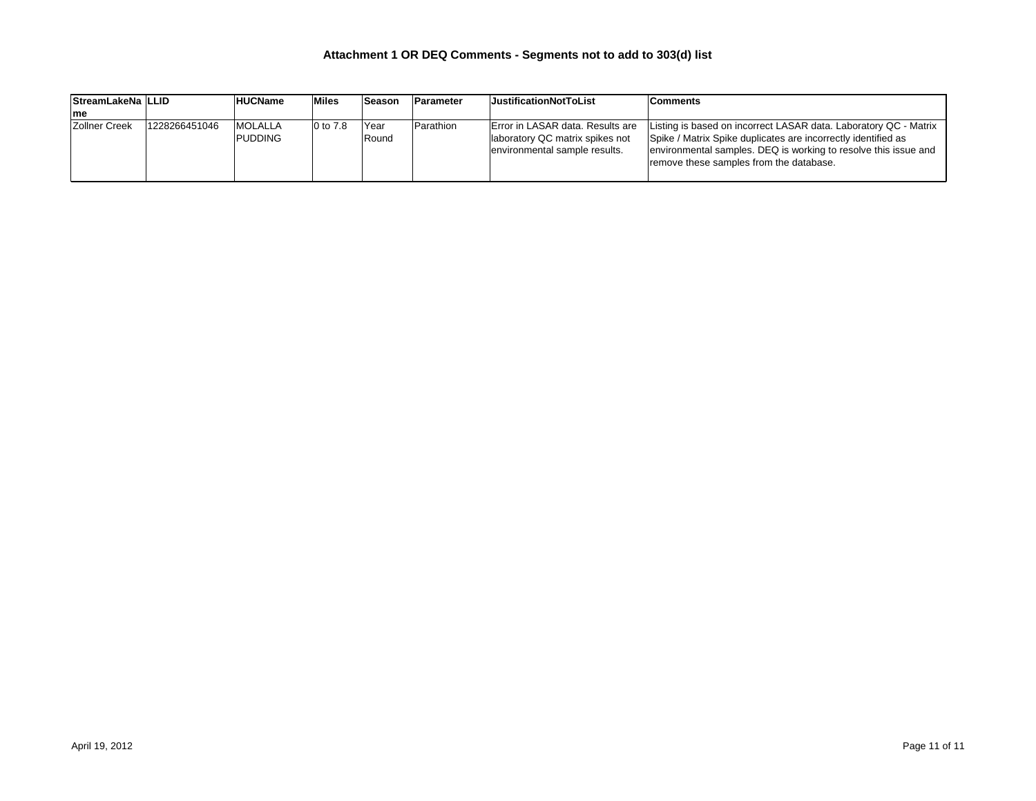### Attachment 1 OR DEQ Comments - Segments not to add to 303(d) list

| StreamLakeName | LLID | HUCName | Miles | Season | Parameter | JustificationNotToList | Comments |
|---|---|---|---|---|---|---|---|
| Zollner Creek | 1228266451046 | MOLALLA PUDDING | 0 to 7.8 | Year Round | Parathion | Error in LASAR data. Results are laboratory QC matrix spikes not environmental sample results. | Listing is based on incorrect LASAR data. Laboratory QC - Matrix Spike / Matrix Spike duplicates are incorrectly identified as environmental samples. DEQ is working to resolve this issue and remove these samples from the database. |

April 19, 2012